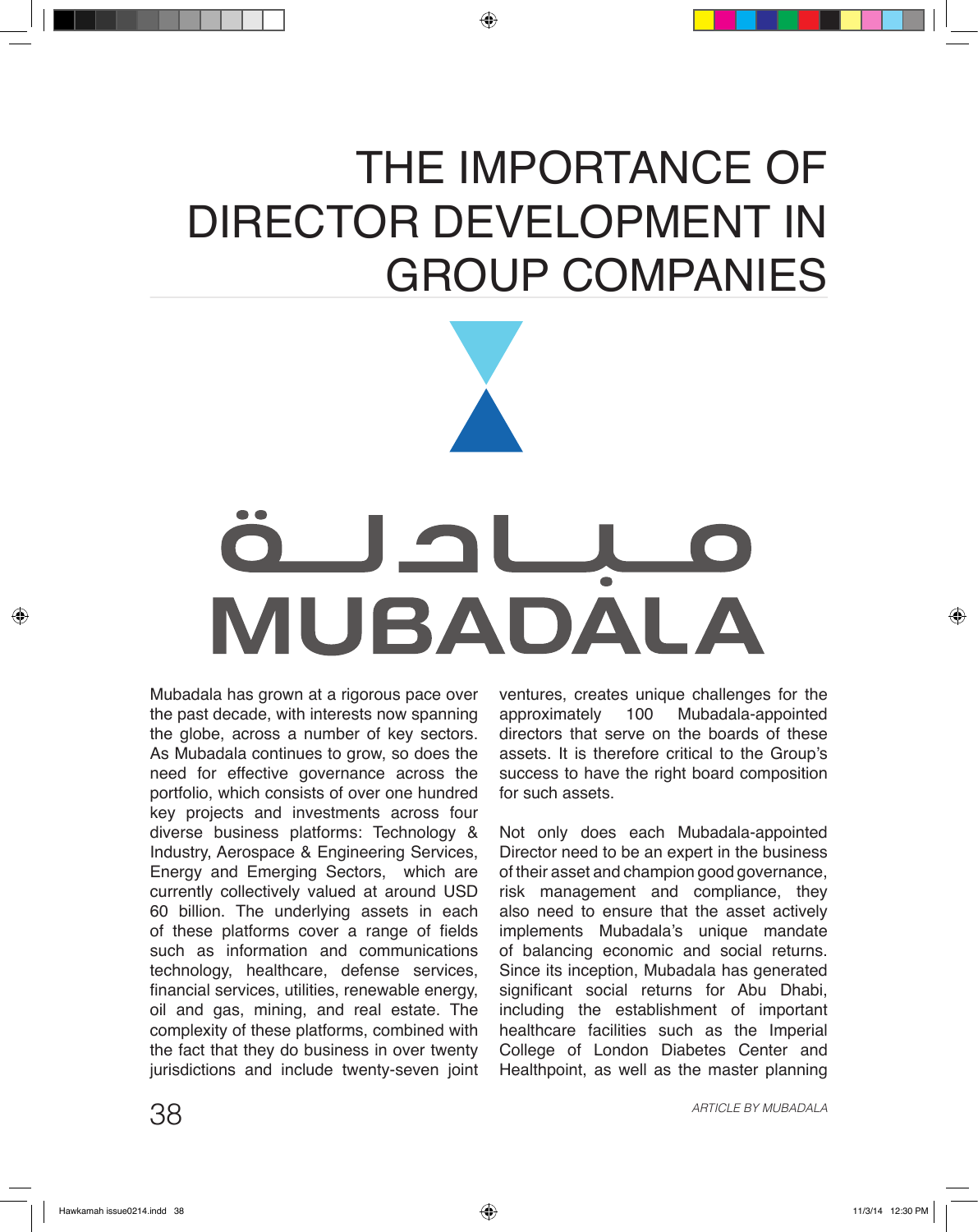# THE IMPORTANCE OF DIRECTOR DEVELOPMENT IN GROUP COMPANIES

مبادلة
MUBADALA

Mubadala has grown at a rigorous pace over the past decade, with interests now spanning the globe, across a number of key sectors. As Mubadala continues to grow, so does the need for effective governance across the portfolio, which consists of over one hundred key projects and investments across four diverse business platforms: Technology & Industry, Aerospace & Engineering Services, Energy and Emerging Sectors, which are currently collectively valued at around USD 60 billion. The underlying assets in each of these platforms cover a range of fields such as information and communications technology, healthcare, defense services, financial services, utilities, renewable energy, oil and gas, mining, and real estate. The complexity of these platforms, combined with the fact that they do business in over twenty jurisdictions and include twenty-seven joint ventures, creates unique challenges for the approximately 100 Mubadala-appointed directors that serve on the boards of these assets. It is therefore critical to the Group's success to have the right board composition for such assets.

Not only does each Mubadala-appointed Director need to be an expert in the business of their asset and champion good governance, risk management and compliance, they also need to ensure that the asset actively implements Mubadala's unique mandate of balancing economic and social returns. Since its inception, Mubadala has generated significant social returns for Abu Dhabi, including the establishment of important healthcare facilities such as the Imperial College of London Diabetes Center and Healthpoint, as well as the master planning

*ARTICLE BY MUBADALA*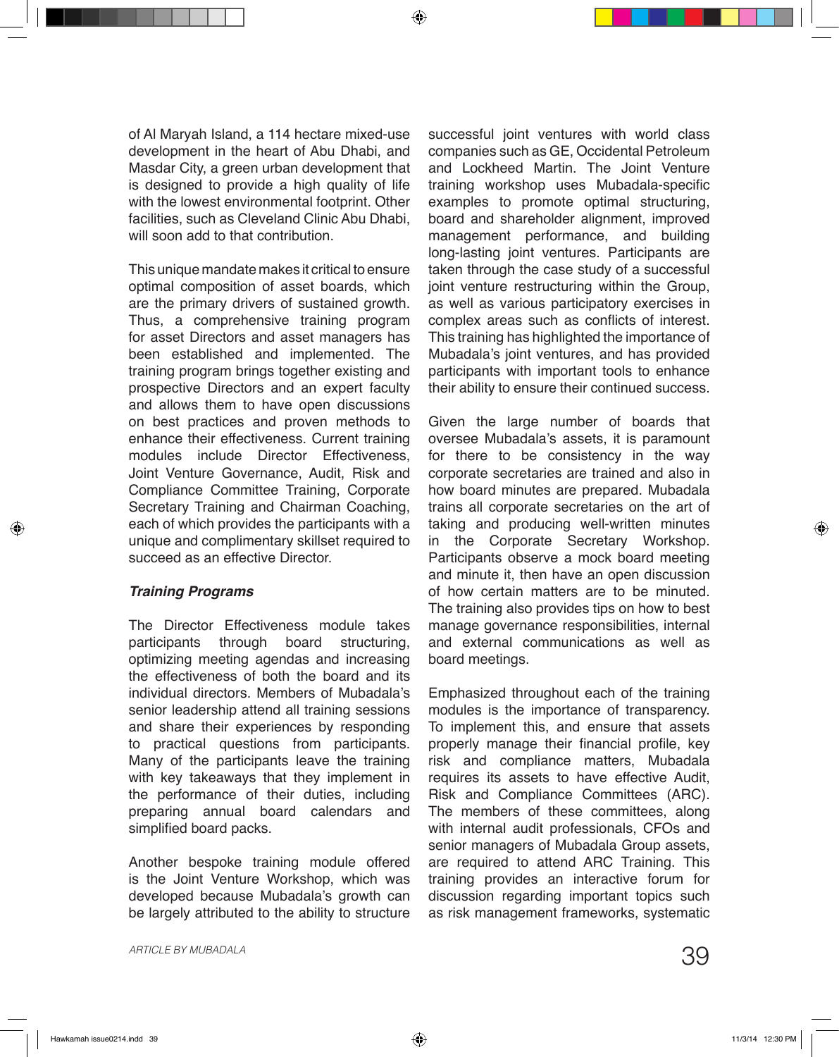of Al Maryah Island, a 114 hectare mixed-use development in the heart of Abu Dhabi, and Masdar City, a green urban development that is designed to provide a high quality of life with the lowest environmental footprint. Other facilities, such as Cleveland Clinic Abu Dhabi, will soon add to that contribution.

This unique mandate makes it critical to ensure optimal composition of asset boards, which are the primary drivers of sustained growth. Thus, a comprehensive training program for asset Directors and asset managers has been established and implemented. The training program brings together existing and prospective Directors and an expert faculty and allows them to have open discussions on best practices and proven methods to enhance their effectiveness. Current training modules include Director Effectiveness, Joint Venture Governance, Audit, Risk and Compliance Committee Training, Corporate Secretary Training and Chairman Coaching, each of which provides the participants with a unique and complimentary skillset required to succeed as an effective Director.

***Training Programs***

The Director Effectiveness module takes participants through board structuring, optimizing meeting agendas and increasing the effectiveness of both the board and its individual directors. Members of Mubadala's senior leadership attend all training sessions and share their experiences by responding to practical questions from participants. Many of the participants leave the training with key takeaways that they implement in the performance of their duties, including preparing annual board calendars and simplified board packs.

Another bespoke training module offered is the Joint Venture Workshop, which was developed because Mubadala's growth can be largely attributed to the ability to structure successful joint ventures with world class companies such as GE, Occidental Petroleum and Lockheed Martin. The Joint Venture training workshop uses Mubadala-specific examples to promote optimal structuring, board and shareholder alignment, improved management performance, and building long-lasting joint ventures. Participants are taken through the case study of a successful joint venture restructuring within the Group, as well as various participatory exercises in complex areas such as conflicts of interest. This training has highlighted the importance of Mubadala's joint ventures, and has provided participants with important tools to enhance their ability to ensure their continued success.

Given the large number of boards that oversee Mubadala's assets, it is paramount for there to be consistency in the way corporate secretaries are trained and also in how board minutes are prepared. Mubadala trains all corporate secretaries on the art of taking and producing well-written minutes in the Corporate Secretary Workshop. Participants observe a mock board meeting and minute it, then have an open discussion of how certain matters are to be minuted. The training also provides tips on how to best manage governance responsibilities, internal and external communications as well as board meetings.

Emphasized throughout each of the training modules is the importance of transparency. To implement this, and ensure that assets properly manage their financial profile, key risk and compliance matters, Mubadala requires its assets to have effective Audit, Risk and Compliance Committees (ARC). The members of these committees, along with internal audit professionals, CFOs and senior managers of Mubadala Group assets, are required to attend ARC Training. This training provides an interactive forum for discussion regarding important topics such as risk management frameworks, systematic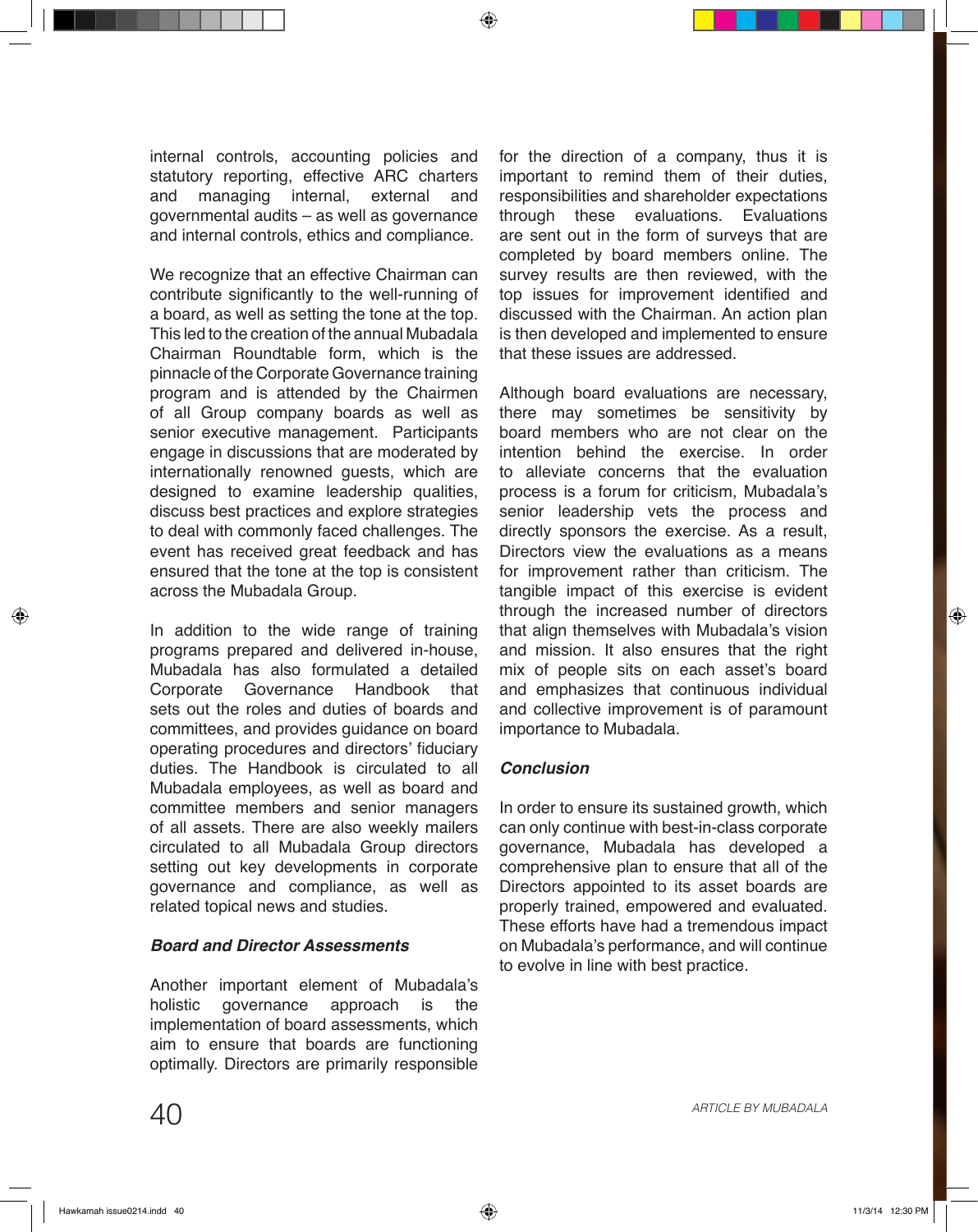internal controls, accounting policies and statutory reporting, effective ARC charters and managing internal, external and governmental audits – as well as governance and internal controls, ethics and compliance.

We recognize that an effective Chairman can contribute significantly to the well-running of a board, as well as setting the tone at the top. This led to the creation of the annual Mubadala Chairman Roundtable form, which is the pinnacle of the Corporate Governance training program and is attended by the Chairmen of all Group company boards as well as senior executive management. Participants engage in discussions that are moderated by internationally renowned guests, which are designed to examine leadership qualities, discuss best practices and explore strategies to deal with commonly faced challenges. The event has received great feedback and has ensured that the tone at the top is consistent across the Mubadala Group.

In addition to the wide range of training programs prepared and delivered in-house, Mubadala has also formulated a detailed Corporate Governance Handbook that sets out the roles and duties of boards and committees, and provides guidance on board operating procedures and directors' fiduciary duties. The Handbook is circulated to all Mubadala employees, as well as board and committee members and senior managers of all assets. There are also weekly mailers circulated to all Mubadala Group directors setting out key developments in corporate governance and compliance, as well as related topical news and studies.

***Board and Director Assessments***

Another important element of Mubadala's holistic governance approach is the implementation of board assessments, which aim to ensure that boards are functioning optimally. Directors are primarily responsible for the direction of a company, thus it is important to remind them of their duties, responsibilities and shareholder expectations through these evaluations. Evaluations are sent out in the form of surveys that are completed by board members online. The survey results are then reviewed, with the top issues for improvement identified and discussed with the Chairman. An action plan is then developed and implemented to ensure that these issues are addressed.

Although board evaluations are necessary, there may sometimes be sensitivity by board members who are not clear on the intention behind the exercise. In order to alleviate concerns that the evaluation process is a forum for criticism, Mubadala's senior leadership vets the process and directly sponsors the exercise. As a result, Directors view the evaluations as a means for improvement rather than criticism. The tangible impact of this exercise is evident through the increased number of directors that align themselves with Mubadala's vision and mission. It also ensures that the right mix of people sits on each asset's board and emphasizes that continuous individual and collective improvement is of paramount importance to Mubadala.

***Conclusion***

In order to ensure its sustained growth, which can only continue with best-in-class corporate governance, Mubadala has developed a comprehensive plan to ensure that all of the Directors appointed to its asset boards are properly trained, empowered and evaluated. These efforts have had a tremendous impact on Mubadala's performance, and will continue to evolve in line with best practice.

*ARTICLE BY MUBADALA*